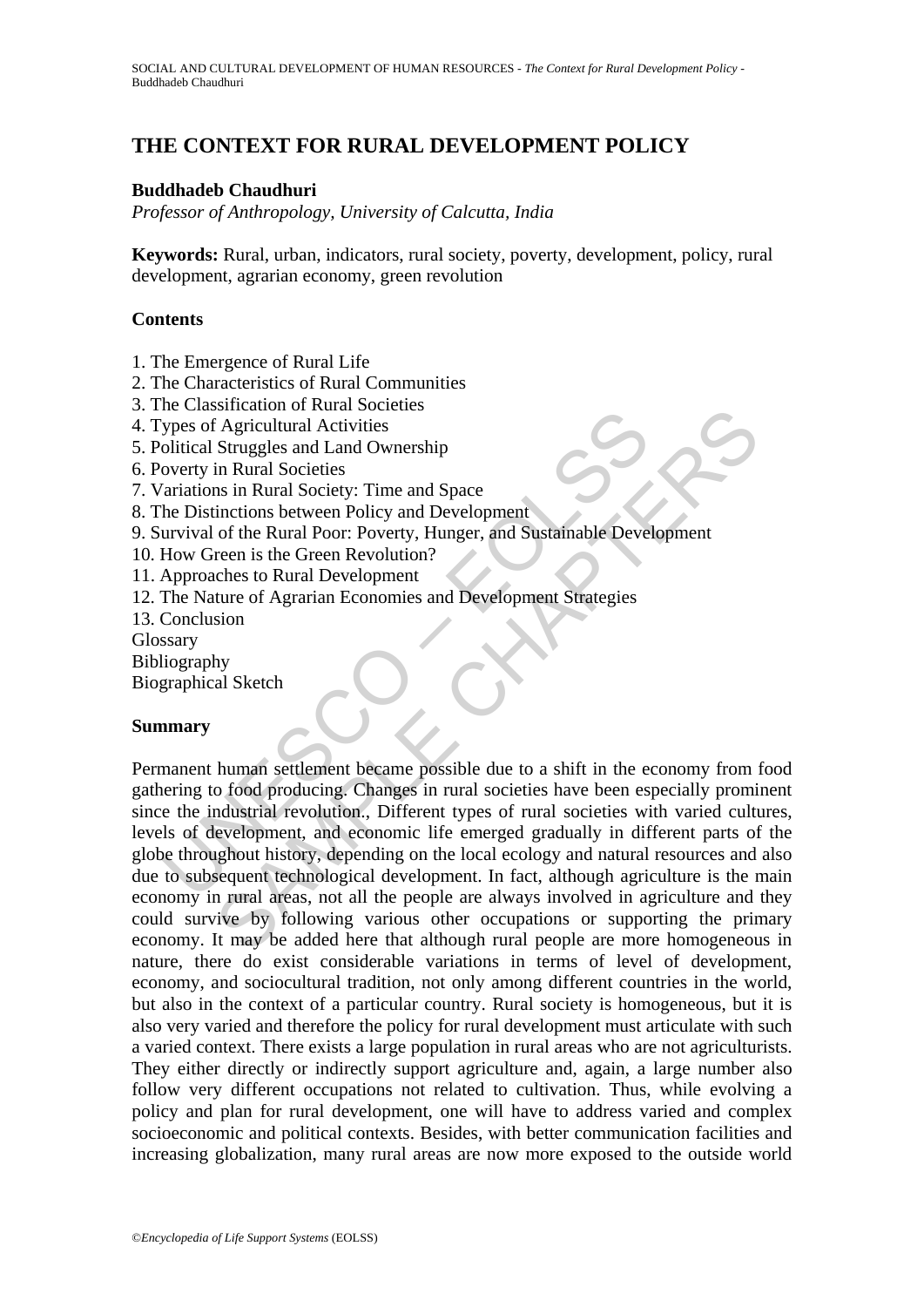# THE CONTEXT FOR RURAL DEVELOPMENT POLICY

**Buddhadeb Chaudhuri**

*Professor of Anthropology, University of Calcutta, India*

**Keywords:** Rural, urban, indicators, rural society, poverty, development, policy, rural development, agrarian economy, green revolution

## Contents

1. The Emergence of Rural Life
2. The Characteristics of Rural Communities
3. The Classification of Rural Societies
4. Types of Agricultural Activities
5. Political Struggles and Land Ownership
6. Poverty in Rural Societies
7. Variations in Rural Society: Time and Space
8. The Distinctions between Policy and Development
9. Survival of the Rural Poor: Poverty, Hunger, and Sustainable Development
10. How Green is the Green Revolution?
11. Approaches to Rural Development
12. The Nature of Agrarian Economies and Development Strategies
13. Conclusion

Glossary
Bibliography
Biographical Sketch

## Summary

Permanent human settlement became possible due to a shift in the economy from food gathering to food producing. Changes in rural societies have been especially prominent since the industrial revolution., Different types of rural societies with varied cultures, levels of development, and economic life emerged gradually in different parts of the globe throughout history, depending on the local ecology and natural resources and also due to subsequent technological development. In fact, although agriculture is the main economy in rural areas, not all the people are always involved in agriculture and they could survive by following various other occupations or supporting the primary economy. It may be added here that although rural people are more homogeneous in nature, there do exist considerable variations in terms of level of development, economy, and sociocultural tradition, not only among different countries in the world, but also in the context of a particular country. Rural society is homogeneous, but it is also very varied and therefore the policy for rural development must articulate with such a varied context. There exists a large population in rural areas who are not agriculturists. They either directly or indirectly support agriculture and, again, a large number also follow very different occupations not related to cultivation. Thus, while evolving a policy and plan for rural development, one will have to address varied and complex socioeconomic and political contexts. Besides, with better communication facilities and increasing globalization, many rural areas are now more exposed to the outside world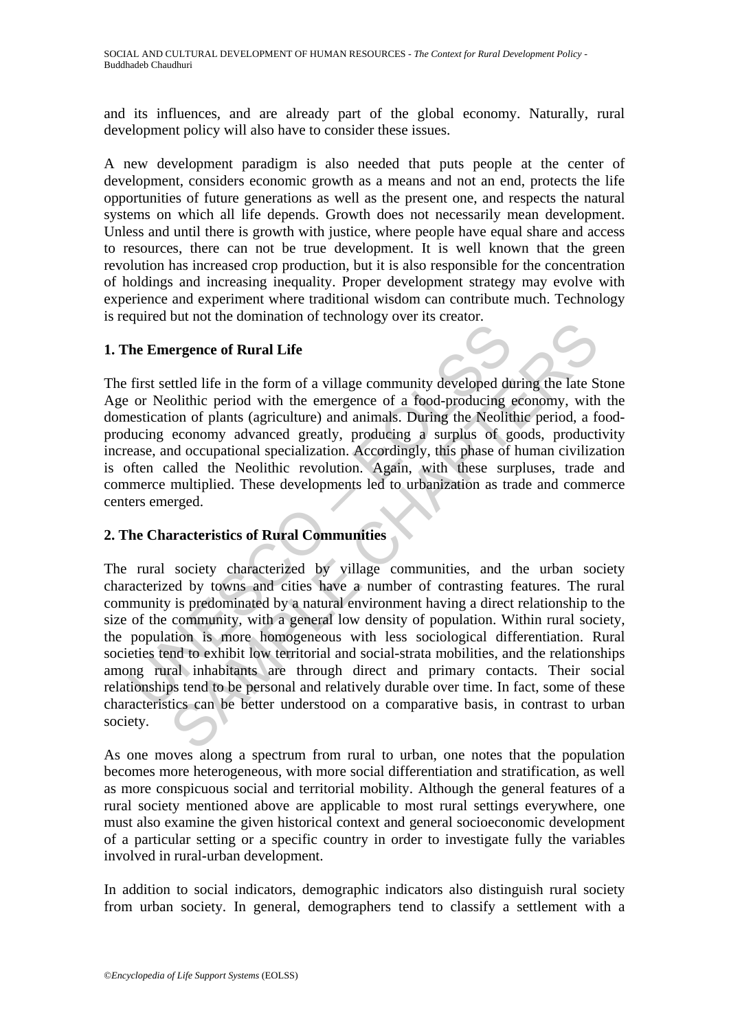and its influences, and are already part of the global economy. Naturally, rural development policy will also have to consider these issues.

A new development paradigm is also needed that puts people at the center of development, considers economic growth as a means and not an end, protects the life opportunities of future generations as well as the present one, and respects the natural systems on which all life depends. Growth does not necessarily mean development. Unless and until there is growth with justice, where people have equal share and access to resources, there can not be true development. It is well known that the green revolution has increased crop production, but it is also responsible for the concentration of holdings and increasing inequality. Proper development strategy may evolve with experience and experiment where traditional wisdom can contribute much. Technology is required but not the domination of technology over its creator.

## 1. The Emergence of Rural Life

The first settled life in the form of a village community developed during the late Stone Age or Neolithic period with the emergence of a food-producing economy, with the domestication of plants (agriculture) and animals. During the Neolithic period, a food-producing economy advanced greatly, producing a surplus of goods, productivity increase, and occupational specialization. Accordingly, this phase of human civilization is often called the Neolithic revolution. Again, with these surpluses, trade and commerce multiplied. These developments led to urbanization as trade and commerce centers emerged.

## 2. The Characteristics of Rural Communities

The rural society characterized by village communities, and the urban society characterized by towns and cities have a number of contrasting features. The rural community is predominated by a natural environment having a direct relationship to the size of the community, with a general low density of population. Within rural society, the population is more homogeneous with less sociological differentiation. Rural societies tend to exhibit low territorial and social-strata mobilities, and the relationships among rural inhabitants are through direct and primary contacts. Their social relationships tend to be personal and relatively durable over time. In fact, some of these characteristics can be better understood on a comparative basis, in contrast to urban society.

As one moves along a spectrum from rural to urban, one notes that the population becomes more heterogeneous, with more social differentiation and stratification, as well as more conspicuous social and territorial mobility. Although the general features of a rural society mentioned above are applicable to most rural settings everywhere, one must also examine the given historical context and general socioeconomic development of a particular setting or a specific country in order to investigate fully the variables involved in rural-urban development.

In addition to social indicators, demographic indicators also distinguish rural society from urban society. In general, demographers tend to classify a settlement with a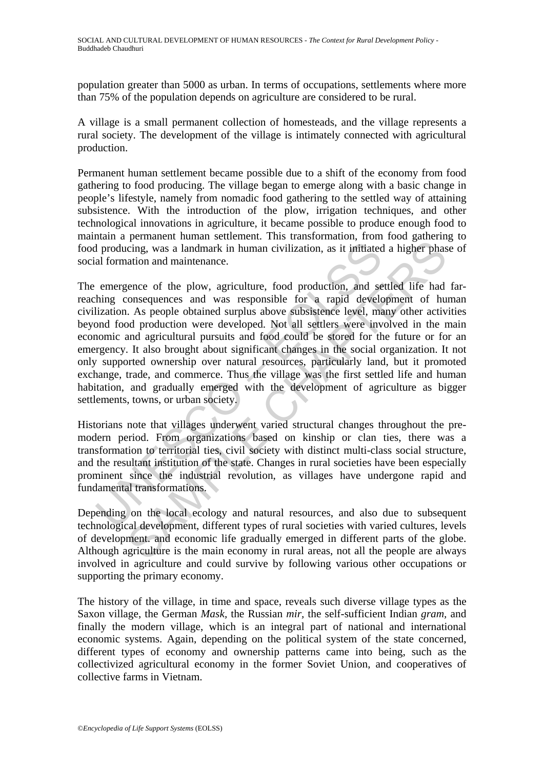population greater than 5000 as urban. In terms of occupations, settlements where more than 75% of the population depends on agriculture are considered to be rural.

A village is a small permanent collection of homesteads, and the village represents a rural society. The development of the village is intimately connected with agricultural production.

Permanent human settlement became possible due to a shift of the economy from food gathering to food producing. The village began to emerge along with a basic change in people's lifestyle, namely from nomadic food gathering to the settled way of attaining subsistence. With the introduction of the plow, irrigation techniques, and other technological innovations in agriculture, it became possible to produce enough food to maintain a permanent human settlement. This transformation, from food gathering to food producing, was a landmark in human civilization, as it initiated a higher phase of social formation and maintenance.

The emergence of the plow, agriculture, food production, and settled life had far-reaching consequences and was responsible for a rapid development of human civilization. As people obtained surplus above subsistence level, many other activities beyond food production were developed. Not all settlers were involved in the main economic and agricultural pursuits and food could be stored for the future or for an emergency. It also brought about significant changes in the social organization. It not only supported ownership over natural resources, particularly land, but it promoted exchange, trade, and commerce. Thus the village was the first settled life and human habitation, and gradually emerged with the development of agriculture as bigger settlements, towns, or urban society.

Historians note that villages underwent varied structural changes throughout the pre-modern period. From organizations based on kinship or clan ties, there was a transformation to territorial ties, civil society with distinct multi-class social structure, and the resultant institution of the state. Changes in rural societies have been especially prominent since the industrial revolution, as villages have undergone rapid and fundamental transformations.

Depending on the local ecology and natural resources, and also due to subsequent technological development, different types of rural societies with varied cultures, levels of development. and economic life gradually emerged in different parts of the globe. Although agriculture is the main economy in rural areas, not all the people are always involved in agriculture and could survive by following various other occupations or supporting the primary economy.

The history of the village, in time and space, reveals such diverse village types as the Saxon village, the German *Mask*, the Russian *mir*, the self-sufficient Indian *gram*, and finally the modern village, which is an integral part of national and international economic systems. Again, depending on the political system of the state concerned, different types of economy and ownership patterns came into being, such as the collectivized agricultural economy in the former Soviet Union, and cooperatives of collective farms in Vietnam.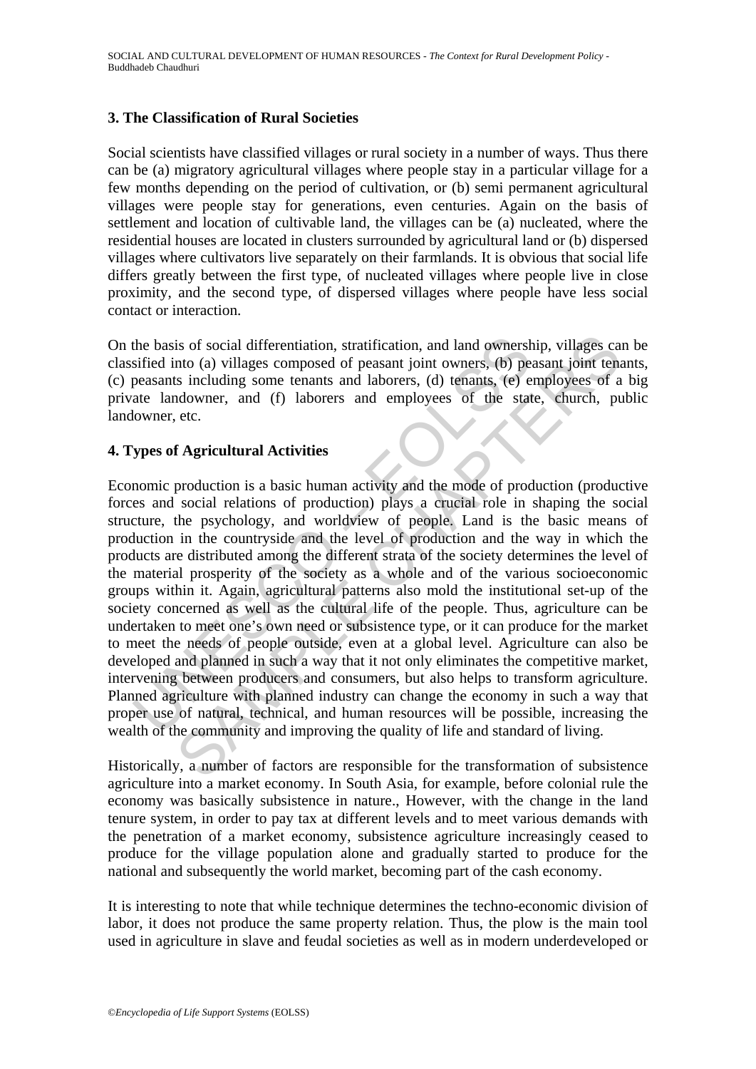## 3. The Classification of Rural Societies

Social scientists have classified villages or rural society in a number of ways. Thus there can be (a) migratory agricultural villages where people stay in a particular village for a few months depending on the period of cultivation, or (b) semi permanent agricultural villages were people stay for generations, even centuries. Again on the basis of settlement and location of cultivable land, the villages can be (a) nucleated, where the residential houses are located in clusters surrounded by agricultural land or (b) dispersed villages where cultivators live separately on their farmlands. It is obvious that social life differs greatly between the first type, of nucleated villages where people live in close proximity, and the second type, of dispersed villages where people have less social contact or interaction.

On the basis of social differentiation, stratification, and land ownership, villages can be classified into (a) villages composed of peasant joint owners, (b) peasant joint tenants, (c) peasants including some tenants and laborers, (d) tenants, (e) employees of a big private landowner, and (f) laborers and employees of the state, church, public landowner, etc.

## 4. Types of Agricultural Activities

Economic production is a basic human activity and the mode of production (productive forces and social relations of production) plays a crucial role in shaping the social structure, the psychology, and worldview of people. Land is the basic means of production in the countryside and the level of production and the way in which the products are distributed among the different strata of the society determines the level of the material prosperity of the society as a whole and of the various socioeconomic groups within it. Again, agricultural patterns also mold the institutional set-up of the society concerned as well as the cultural life of the people. Thus, agriculture can be undertaken to meet one's own need or subsistence type, or it can produce for the market to meet the needs of people outside, even at a global level. Agriculture can also be developed and planned in such a way that it not only eliminates the competitive market, intervening between producers and consumers, but also helps to transform agriculture. Planned agriculture with planned industry can change the economy in such a way that proper use of natural, technical, and human resources will be possible, increasing the wealth of the community and improving the quality of life and standard of living.

Historically, a number of factors are responsible for the transformation of subsistence agriculture into a market economy. In South Asia, for example, before colonial rule the economy was basically subsistence in nature., However, with the change in the land tenure system, in order to pay tax at different levels and to meet various demands with the penetration of a market economy, subsistence agriculture increasingly ceased to produce for the village population alone and gradually started to produce for the national and subsequently the world market, becoming part of the cash economy.

It is interesting to note that while technique determines the techno-economic division of labor, it does not produce the same property relation. Thus, the plow is the main tool used in agriculture in slave and feudal societies as well as in modern underdeveloped or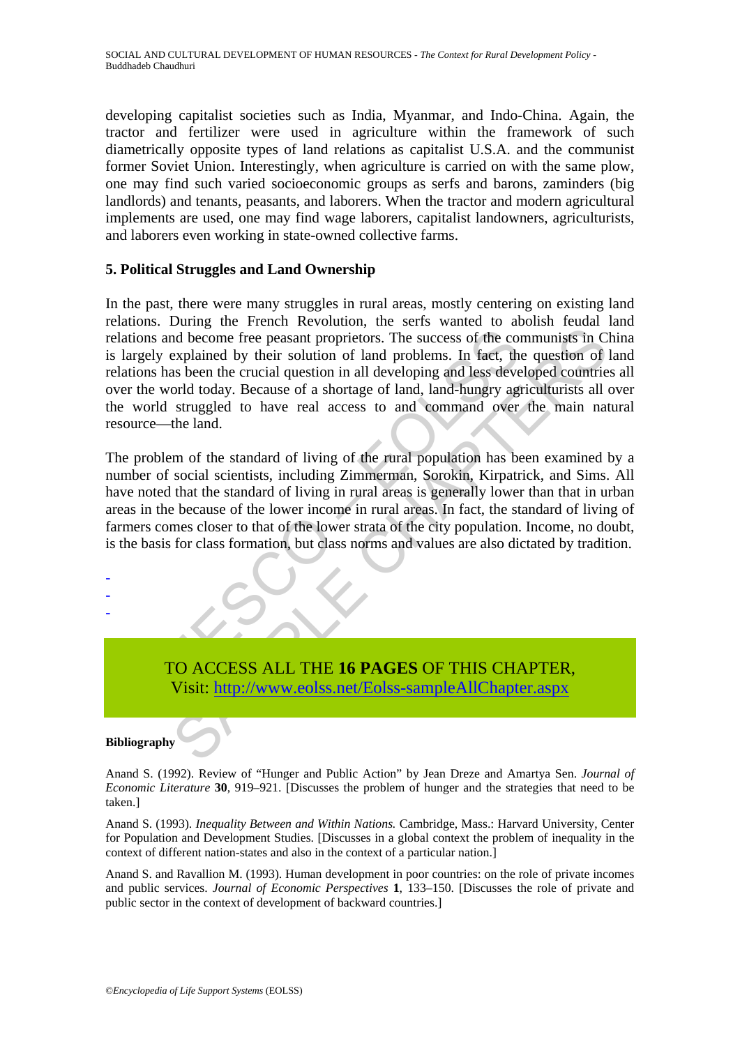developing capitalist societies such as India, Myanmar, and Indo-China. Again, the tractor and fertilizer were used in agriculture within the framework of such diametrically opposite types of land relations as capitalist U.S.A. and the communist former Soviet Union. Interestingly, when agriculture is carried on with the same plow, one may find such varied socioeconomic groups as serfs and barons, zaminders (big landlords) and tenants, peasants, and laborers. When the tractor and modern agricultural implements are used, one may find wage laborers, capitalist landowners, agriculturists, and laborers even working in state-owned collective farms.

## 5. Political Struggles and Land Ownership

In the past, there were many struggles in rural areas, mostly centering on existing land relations. During the French Revolution, the serfs wanted to abolish feudal land relations and become free peasant proprietors. The success of the communists in China is largely explained by their solution of land problems. In fact, the question of land relations has been the crucial question in all developing and less developed countries all over the world today. Because of a shortage of land, land-hungry agriculturists all over the world struggled to have real access to and command over the main natural resource—the land.

The problem of the standard of living of the rural population has been examined by a number of social scientists, including Zimmerman, Sorokin, Kirpatrick, and Sims. All have noted that the standard of living in rural areas is generally lower than that in urban areas in the because of the lower income in rural areas. In fact, the standard of living of farmers comes closer to that of the lower strata of the city population. Income, no doubt, is the basis for class formation, but class norms and values are also dictated by tradition.

-
-
-

TO ACCESS ALL THE **16 PAGES** OF THIS CHAPTER,
Visit: http://www.eolss.net/Eolss-sampleAllChapter.aspx

**Bibliography**

Anand S. (1992). Review of "Hunger and Public Action" by Jean Dreze and Amartya Sen. *Journal of Economic Literature* **30**, 919–921. [Discusses the problem of hunger and the strategies that need to be taken.]

Anand S. (1993). *Inequality Between and Within Nations.* Cambridge, Mass.: Harvard University, Center for Population and Development Studies. [Discusses in a global context the problem of inequality in the context of different nation-states and also in the context of a particular nation.]

Anand S. and Ravallion M. (1993). Human development in poor countries: on the role of private incomes and public services. *Journal of Economic Perspectives* **1**, 133–150. [Discusses the role of private and public sector in the context of development of backward countries.]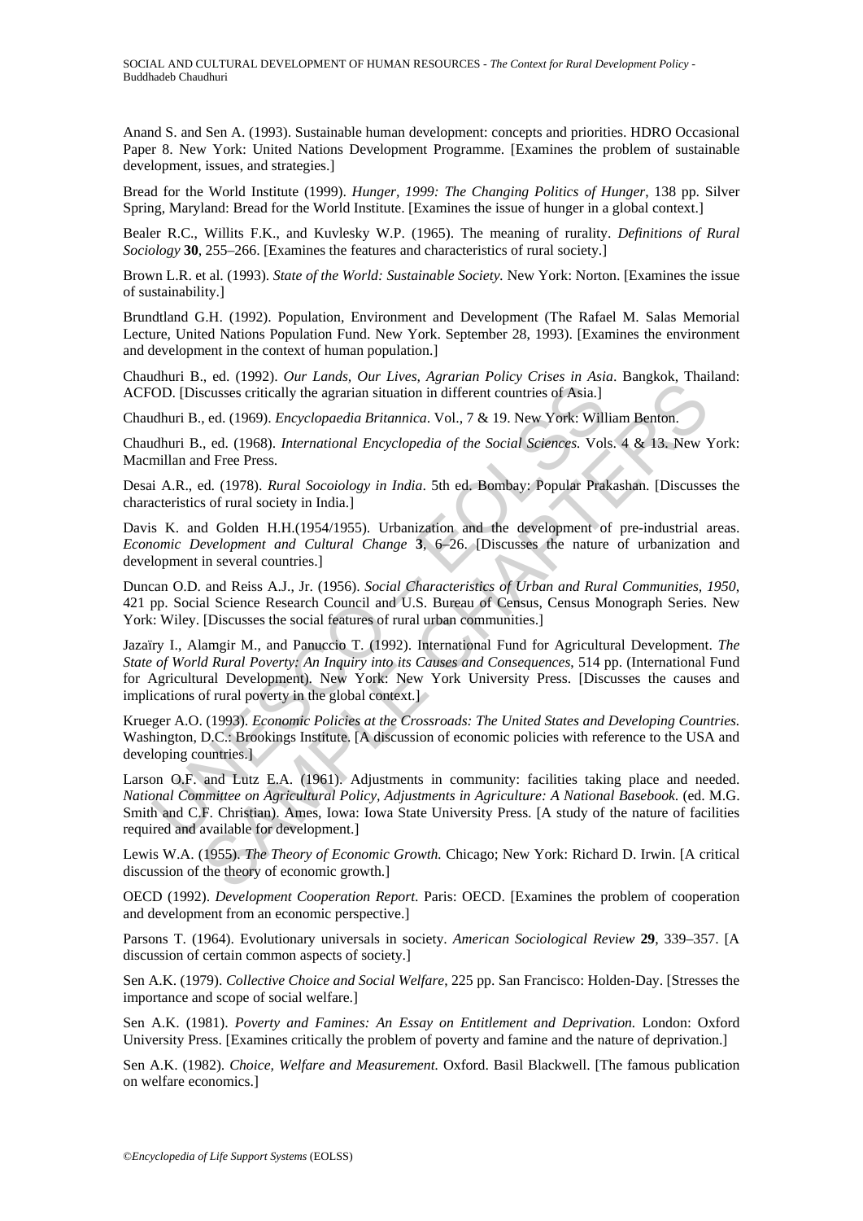Anand S. and Sen A. (1993). Sustainable human development: concepts and priorities. HDRO Occasional Paper 8. New York: United Nations Development Programme. [Examines the problem of sustainable development, issues, and strategies.]

Bread for the World Institute (1999). *Hunger, 1999: The Changing Politics of Hunger*, 138 pp. Silver Spring, Maryland: Bread for the World Institute. [Examines the issue of hunger in a global context.]

Bealer R.C., Willits F.K., and Kuvlesky W.P. (1965). The meaning of rurality. *Definitions of Rural Sociology* **30**, 255–266. [Examines the features and characteristics of rural society.]

Brown L.R. et al. (1993). *State of the World: Sustainable Society.* New York: Norton. [Examines the issue of sustainability.]

Brundtland G.H. (1992). Population, Environment and Development (The Rafael M. Salas Memorial Lecture, United Nations Population Fund. New York. September 28, 1993). [Examines the environment and development in the context of human population.]

Chaudhuri B., ed. (1992). *Our Lands, Our Lives, Agrarian Policy Crises in Asia*. Bangkok, Thailand: ACFOD. [Discusses critically the agrarian situation in different countries of Asia.]

Chaudhuri B., ed. (1969). *Encyclopaedia Britannica*. Vol., 7 & 19. New York: William Benton.

Chaudhuri B., ed. (1968). *International Encyclopedia of the Social Sciences.* Vols. 4 & 13. New York: Macmillan and Free Press.

Desai A.R., ed. (1978). *Rural Socoiology in India*. 5th ed. Bombay: Popular Prakashan. [Discusses the characteristics of rural society in India.]

Davis K. and Golden H.H.(1954/1955). Urbanization and the development of pre-industrial areas. *Economic Development and Cultural Change* **3**, 6–26. [Discusses the nature of urbanization and development in several countries.]

Duncan O.D. and Reiss A.J., Jr. (1956). *Social Characteristics of Urban and Rural Communities, 1950*, 421 pp. Social Science Research Council and U.S. Bureau of Census, Census Monograph Series. New York: Wiley. [Discusses the social features of rural urban communities.]

Jazaïry I., Alamgir M., and Panuccio T. (1992). International Fund for Agricultural Development. *The State of World Rural Poverty: An Inquiry into its Causes and Consequences*, 514 pp. (International Fund for Agricultural Development). New York: New York University Press. [Discusses the causes and implications of rural poverty in the global context.]

Krueger A.O. (1993). *Economic Policies at the Crossroads: The United States and Developing Countries.* Washington, D.C.: Brookings Institute. [A discussion of economic policies with reference to the USA and developing countries.]

Larson O.F. and Lutz E.A. (1961). Adjustments in community: facilities taking place and needed. *National Committee on Agricultural Policy, Adjustments in Agriculture: A National Basebook.* (ed. M.G. Smith and C.F. Christian). Ames, Iowa: Iowa State University Press. [A study of the nature of facilities required and available for development.]

Lewis W.A. (1955). *The Theory of Economic Growth.* Chicago; New York: Richard D. Irwin. [A critical discussion of the theory of economic growth.]

OECD (1992). *Development Cooperation Report*. Paris: OECD. [Examines the problem of cooperation and development from an economic perspective.]

Parsons T. (1964). Evolutionary universals in society. *American Sociological Review* **29**, 339–357. [A discussion of certain common aspects of society.]

Sen A.K. (1979). *Collective Choice and Social Welfare*, 225 pp. San Francisco: Holden-Day. [Stresses the importance and scope of social welfare.]

Sen A.K. (1981). *Poverty and Famines: An Essay on Entitlement and Deprivation.* London: Oxford University Press. [Examines critically the problem of poverty and famine and the nature of deprivation.]

Sen A.K. (1982). *Choice, Welfare and Measurement.* Oxford. Basil Blackwell. [The famous publication on welfare economics.]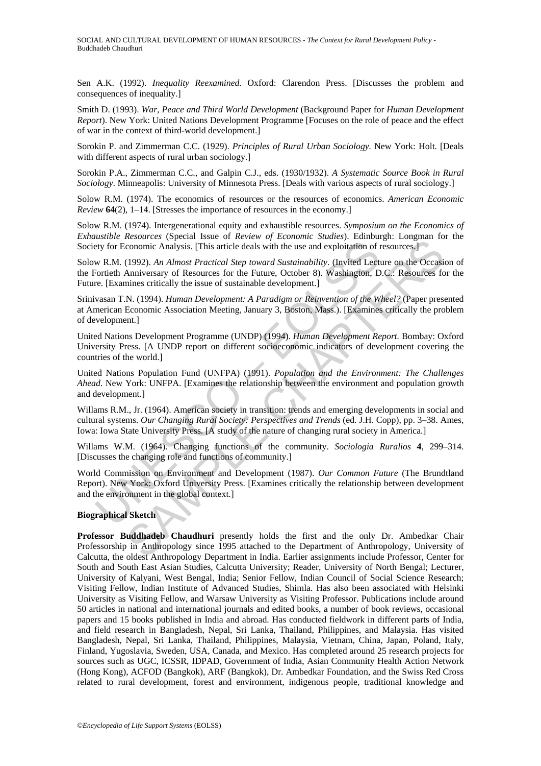Sen A.K. (1992). *Inequality Reexamined.* Oxford: Clarendon Press. [Discusses the problem and consequences of inequality.]

Smith D. (1993). *War, Peace and Third World Development* (Background Paper for *Human Development Report*). New York: United Nations Development Programme [Focuses on the role of peace and the effect of war in the context of third-world development.]

Sorokin P. and Zimmerman C.C. (1929). *Principles of Rural Urban Sociology*. New York: Holt. [Deals with different aspects of rural urban sociology.]

Sorokin P.A., Zimmerman C.C., and Galpin C.J., eds. (1930/1932). *A Systematic Source Book in Rural Sociology*. Minneapolis: University of Minnesota Press. [Deals with various aspects of rural sociology.]

Solow R.M. (1974). The economics of resources or the resources of economics. *American Economic Review* **64**(2), 1–14. [Stresses the importance of resources in the economy.]

Solow R.M. (1974). Intergenerational equity and exhaustible resources. *Symposium on the Economics of Exhaustible Resources* (Special Issue of *Review of Economic Studies*). Edinburgh: Longman for the Society for Economic Analysis. [This article deals with the use and exploitation of resources.]

Solow R.M. (1992). *An Almost Practical Step toward Sustainability*. (Invited Lecture on the Occasion of the Fortieth Anniversary of Resources for the Future, October 8). Washington, D.C.: Resources for the Future. [Examines critically the issue of sustainable development.]

Srinivasan T.N. (1994). *Human Development: A Paradigm or Reinvention of the Wheel?* (Paper presented at American Economic Association Meeting, January 3, Boston, Mass.). [Examines critically the problem of development.]

United Nations Development Programme (UNDP) (1994). *Human Development Report*. Bombay: Oxford University Press. [A UNDP report on different socioeconomic indicators of development covering the countries of the world.]

United Nations Population Fund (UNFPA) (1991). *Population and the Environment: The Challenges Ahead*. New York: UNFPA. [Examines the relationship between the environment and population growth and development.]

Willams R.M., Jr. (1964). American society in transition: trends and emerging developments in social and cultural systems. *Our Changing Rural Society: Perspectives and Trends* (ed. J.H. Copp), pp. 3–38. Ames, Iowa: Iowa State University Press. [A study of the nature of changing rural society in America.]

Willams W.M. (1964). Changing functions of the community. *Sociologia Ruralios* **4**, 299–314. [Discusses the changing role and functions of community.]

World Commission on Environment and Development (1987). *Our Common Future* (The Brundtland Report). New York: Oxford University Press. [Examines critically the relationship between development and the environment in the global context.]

**Biographical Sketch**

**Professor Buddhadeb Chaudhuri** presently holds the first and the only Dr. Ambedkar Chair Professorship in Anthropology since 1995 attached to the Department of Anthropology, University of Calcutta, the oldest Anthropology Department in India. Earlier assignments include Professor, Center for South and South East Asian Studies, Calcutta University; Reader, University of North Bengal; Lecturer, University of Kalyani, West Bengal, India; Senior Fellow, Indian Council of Social Science Research; Visiting Fellow, Indian Institute of Advanced Studies, Shimla. Has also been associated with Helsinki University as Visiting Fellow, and Warsaw University as Visiting Professor. Publications include around 50 articles in national and international journals and edited books, a number of book reviews, occasional papers and 15 books published in India and abroad. Has conducted fieldwork in different parts of India, and field research in Bangladesh, Nepal, Sri Lanka, Thailand, Philippines, and Malaysia. Has visited Bangladesh, Nepal, Sri Lanka, Thailand, Philippines, Malaysia, Vietnam, China, Japan, Poland, Italy, Finland, Yugoslavia, Sweden, USA, Canada, and Mexico. Has completed around 25 research projects for sources such as UGC, ICSSR, IDPAD, Government of India, Asian Community Health Action Network (Hong Kong), ACFOD (Bangkok), ARF (Bangkok), Dr. Ambedkar Foundation, and the Swiss Red Cross related to rural development, forest and environment, indigenous people, traditional knowledge and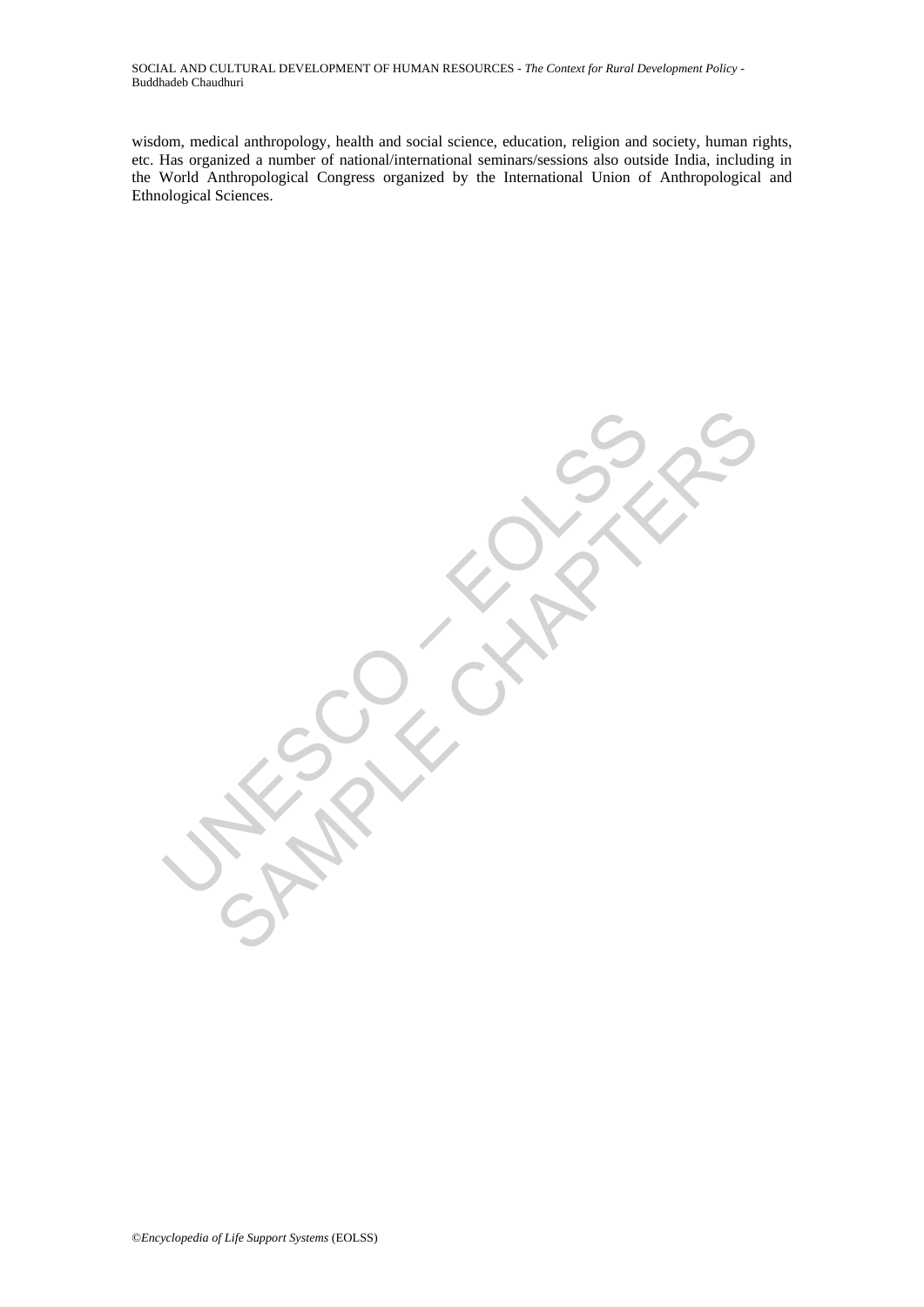wisdom, medical anthropology, health and social science, education, religion and society, human rights, etc. Has organized a number of national/international seminars/sessions also outside India, including in the World Anthropological Congress organized by the International Union of Anthropological and Ethnological Sciences.